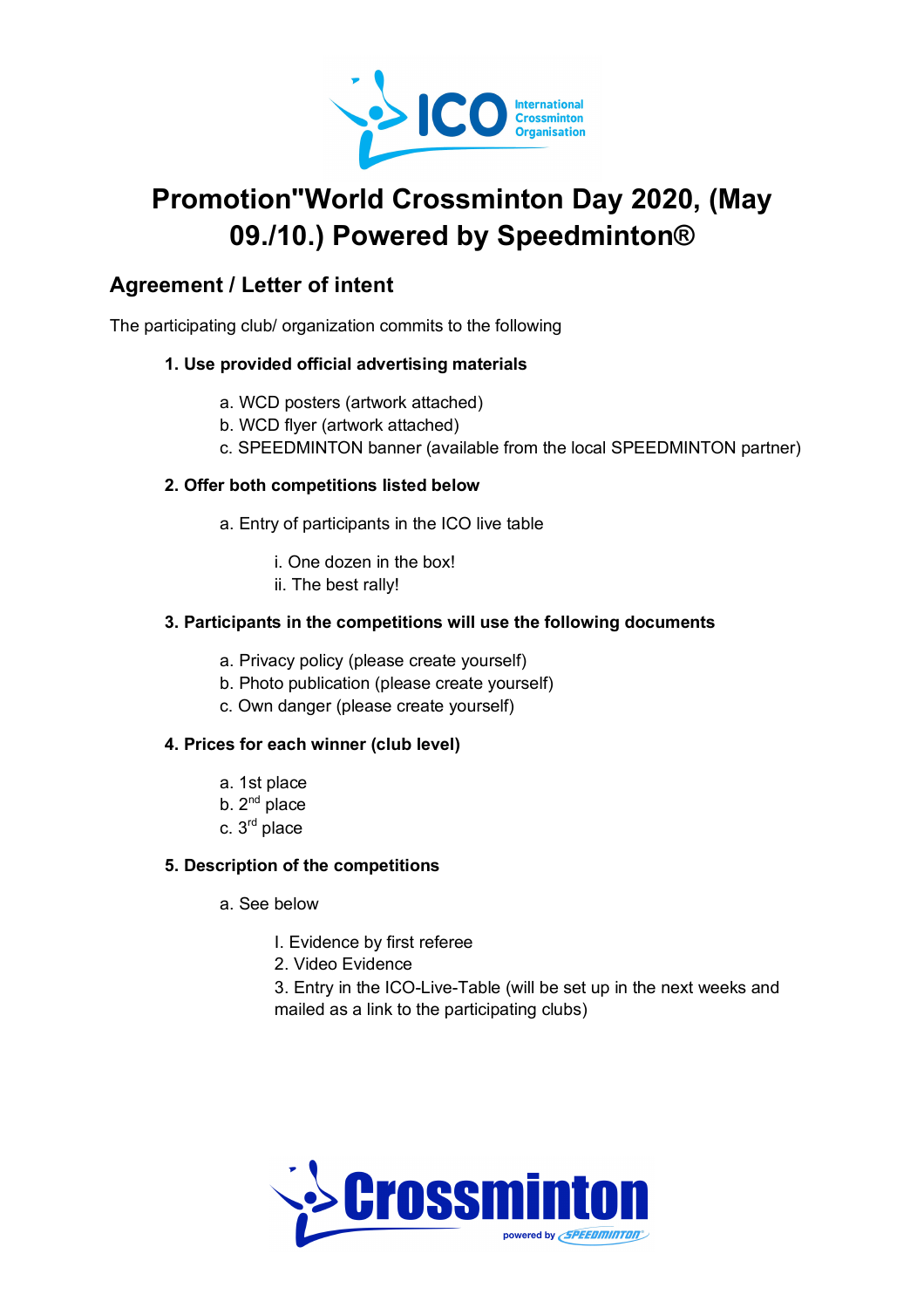# Promotion"World Crossminton Day 2020, (May 09./10.) Powered by Speedminton®

## Agreement / Letter of intent

The participating club/ organization commits to the following

1. **Use provided official advertising materials**

   a. WCD posters (artwork attached)
   b. WCD flyer (artwork attached)
   c. SPEEDMINTON banner (available from the local SPEEDMINTON partner)

2. **Offer both competitions listed below**

   a. Entry of participants in the ICO live table

      i. One dozen in the box!
      ii. The best rally!

3. **Participants in the competitions will use the following documents**

   a. Privacy policy (please create yourself)
   b. Photo publication (please create yourself)
   c. Own danger (please create yourself)

4. **Prices for each winner (club level)**

   a. 1st place
   b. 2nd place
   c. 3rd place

5. **Description of the competitions**

   a. See below

      I. Evidence by first referee
      2. Video Evidence
      3. Entry in the ICO-Live-Table (will be set up in the next weeks and mailed as a link to the participating clubs)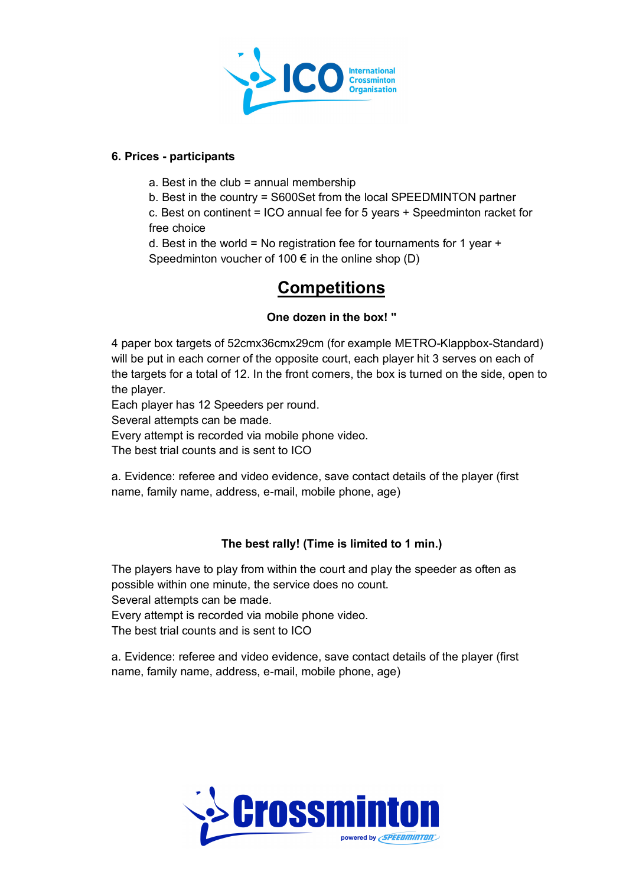**6. Prices - participants**

a. Best in the club = annual membership
b. Best in the country = S600Set from the local SPEEDMINTON partner
c. Best on continent = ICO annual fee for 5 years + Speedminton racket for free choice
d. Best in the world = No registration fee for tournaments for 1 year + Speedminton voucher of 100 € in the online shop (D)

# <u>Competitions</u>

**One dozen in the box! "**

4 paper box targets of 52cmx36cmx29cm (for example METRO-Klappbox-Standard) will be put in each corner of the opposite court, each player hit 3 serves on each of the targets for a total of 12. In the front corners, the box is turned on the side, open to the player.
Each player has 12 Speeders per round.
Several attempts can be made.
Every attempt is recorded via mobile phone video.
The best trial counts and is sent to ICO

a. Evidence: referee and video evidence, save contact details of the player (first name, family name, address, e-mail, mobile phone, age)

**The best rally! (Time is limited to 1 min.)**

The players have to play from within the court and play the speeder as often as possible within one minute, the service does no count.
Several attempts can be made.
Every attempt is recorded via mobile phone video.
The best trial counts and is sent to ICO

a. Evidence: referee and video evidence, save contact details of the player (first name, family name, address, e-mail, mobile phone, age)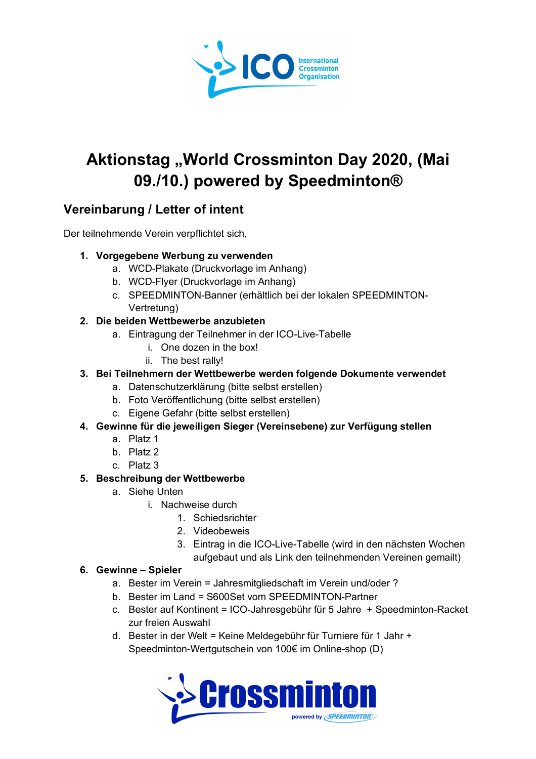# Aktionstag „World Crossminton Day 2020, (Mai 09./10.) powered by Speedminton®

## Vereinbarung / Letter of intent

Der teilnehmende Verein verpflichtet sich,

1. **Vorgegebene Werbung zu verwenden**
   a. WCD-Plakate (Druckvorlage im Anhang)
   b. WCD-Flyer (Druckvorlage im Anhang)
   c. SPEEDMINTON-Banner (erhältlich bei der lokalen SPEEDMINTON-Vertretung)
2. **Die beiden Wettbewerbe anzubieten**
   a. Eintragung der Teilnehmer in der ICO-Live-Tabelle
      i. One dozen in the box!
      ii. The best rally!
3. **Bei Teilnehmern der Wettbewerbe werden folgende Dokumente verwendet**
   a. Datenschutzerklärung (bitte selbst erstellen)
   b. Foto Veröffentlichung (bitte selbst erstellen)
   c. Eigene Gefahr (bitte selbst erstellen)
4. **Gewinne für die jeweiligen Sieger (Vereinsebene) zur Verfügung stellen**
   a. Platz 1
   b. Platz 2
   c. Platz 3
5. **Beschreibung der Wettbewerbe**
   a. Siehe Unten
      i. Nachweise durch
         1. Schiedsrichter
         2. Videobeweis
         3. Eintrag in die ICO-Live-Tabelle (wird in den nächsten Wochen aufgebaut und als Link den teilnehmenden Vereinen gemailt)
6. **Gewinne – Spieler**
   a. Bester im Verein = Jahresmitgliedschaft im Verein und/oder ?
   b. Bester im Land = S600Set vom SPEEDMINTON-Partner
   c. Bester auf Kontinent = ICO-Jahresgebühr für 5 Jahre + Speedminton-Racket zur freien Auswahl
   d. Bester in der Welt = Keine Meldegebühr für Turniere für 1 Jahr + Speedminton-Wertgutschein von 100€ im Online-shop (D)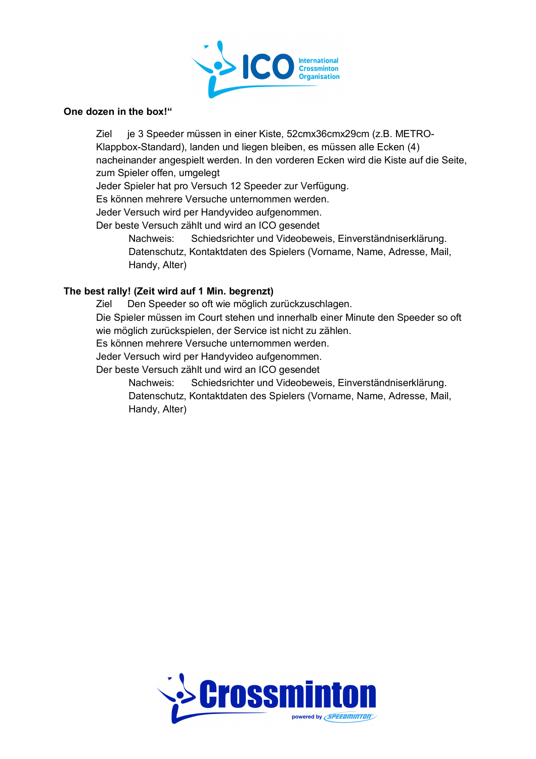**One dozen in the box!"**

Ziel je 3 Speeder müssen in einer Kiste, 52cmx36cmx29cm (z.B. METRO-Klappbox-Standard), landen und liegen bleiben, es müssen alle Ecken (4) nacheinander angespielt werden. In den vorderen Ecken wird die Kiste auf die Seite, zum Spieler offen, umgelegt

Jeder Spieler hat pro Versuch 12 Speeder zur Verfügung.

Es können mehrere Versuche unternommen werden.

Jeder Versuch wird per Handyvideo aufgenommen.

Der beste Versuch zählt und wird an ICO gesendet

Nachweis: Schiedsrichter und Videobeweis, Einverständniserklärung. Datenschutz, Kontaktdaten des Spielers (Vorname, Name, Adresse, Mail, Handy, Alter)

**The best rally! (Zeit wird auf 1 Min. begrenzt)**

Ziel Den Speeder so oft wie möglich zurückzuschlagen.

Die Spieler müssen im Court stehen und innerhalb einer Minute den Speeder so oft wie möglich zurückspielen, der Service ist nicht zu zählen.

Es können mehrere Versuche unternommen werden.

Jeder Versuch wird per Handyvideo aufgenommen.

Der beste Versuch zählt und wird an ICO gesendet

Nachweis: Schiedsrichter und Videobeweis, Einverständniserklärung. Datenschutz, Kontaktdaten des Spielers (Vorname, Name, Adresse, Mail, Handy, Alter)